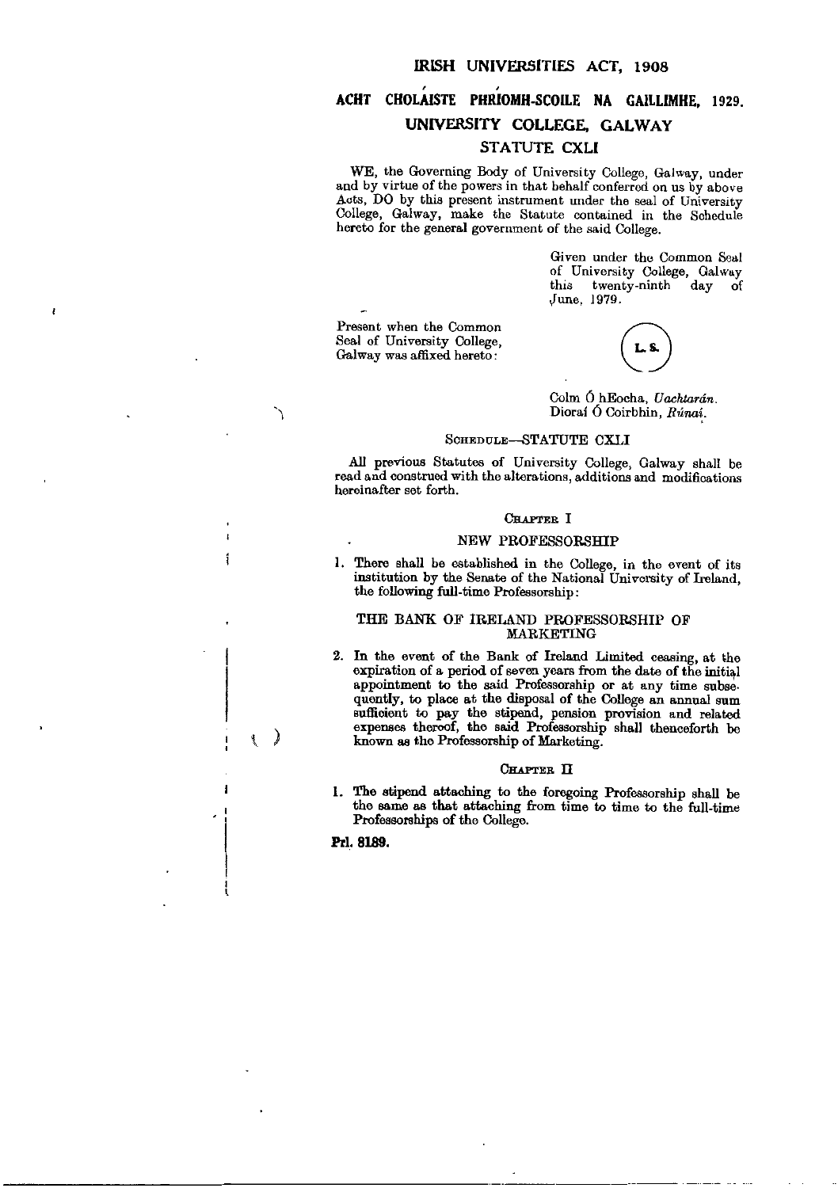# IRISH UNIVERSITIES ACT, 1908

# ACHT CHOLÁISTE PHRÍOMH-SCOILE NA GAILLIMHE, 1929.

## UNIVERSITY COLLEGE, GALWAY

## STATUTE CXLI

WE, the Governing Body of University College, Galway, under and by virtue of the powers in that behalf conferred on us by above Acts, DO by this present instrument under the seal of University College, Galway, make the Statute contained in the Schedule hereto for the general government of the said College.

Given under the Common Seal of University College, Galway this twenty-ninth day of June, 1979.

Present when the Common Seal of University College, Galway was affixed hereto:

L.S.

Colm Ó hEocha, *Uachtarán*.
Diorai Ó Coirbhin, *Rúnaí*.

### SCHEDULE—STATUTE CXLI

All previous Statutes of University College, Galway shall be read and construed with the alterations, additions and modifications hereinafter set forth.

### CHAPTER I

#### NEW PROFESSORSHIP

1. There shall be established in the College, in the event of its institution by the Senate of the National University of Ireland, the following full-time Professorship:

   THE BANK OF IRELAND PROFESSORSHIP OF MARKETING

2. In the event of the Bank of Ireland Limited ceasing, at the expiration of a period of seven years from the date of the initial appointment to the said Professorship or at any time subsequently, to place at the disposal of the College an annual sum sufficient to pay the stipend, pension provision and related expenses thereof, the said Professorship shall thenceforth be known as the Professorship of Marketing.

### CHAPTER II

1. The stipend attaching to the foregoing Professorship shall be the same as that attaching from time to time to the full-time Professorships of the College.

**Prl. 8189.**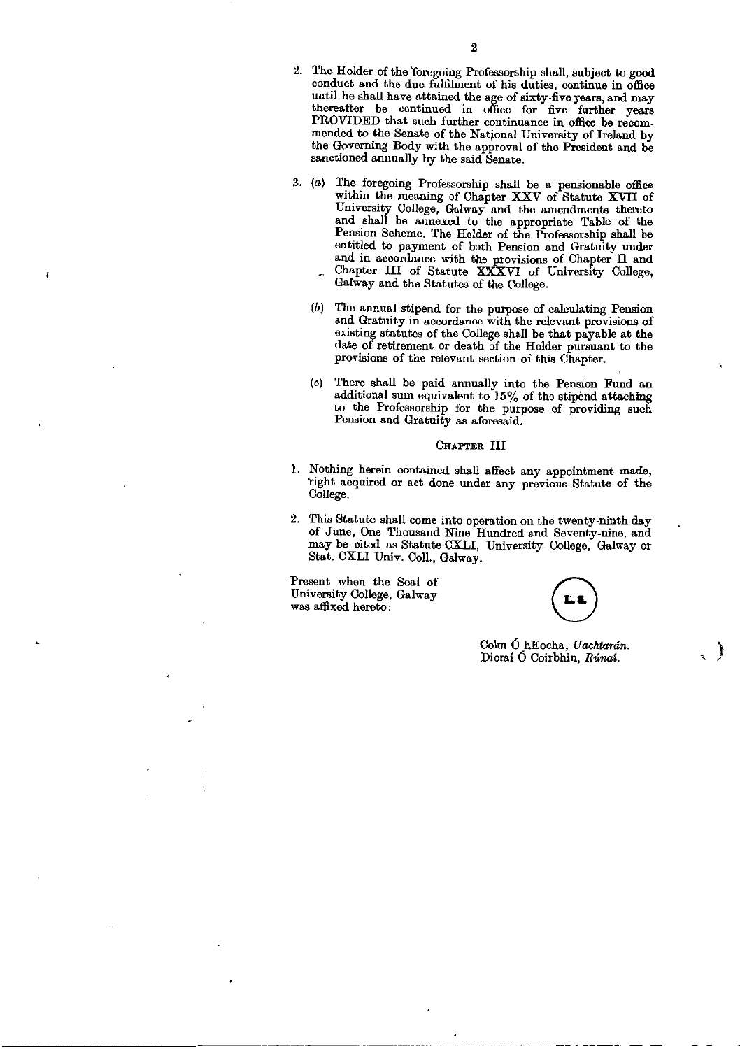2. The Holder of the foregoing Professorship shall, subject to good conduct and the due fulfilment of his duties, continue in office until he shall have attained the age of sixty-five years, and may thereafter be continued in office for five further years PROVIDED that such further continuance in office be recommended to the Senate of the National University of Ireland by the Governing Body with the approval of the President and be sanctioned annually by the said Senate.

3. (a) The foregoing Professorship shall be a pensionable office within the meaning of Chapter XXV of Statute XVII of University College, Galway and the amendments thereto and shall be annexed to the appropriate Table of the Pension Scheme. The Holder of the Professorship shall be entitled to payment of both Pension and Gratuity under and in accordance with the provisions of Chapter II and Chapter III of Statute XXXVI of University College, Galway and the Statutes of the College.

   (b) The annual stipend for the purpose of calculating Pension and Gratuity in accordance with the relevant provisions of existing statutes of the College shall be that payable at the date of retirement or death of the Holder pursuant to the provisions of the relevant section of this Chapter.

   (c) There shall be paid annually into the Pension Fund an additional sum equivalent to 15% of the stipend attaching to the Professorship for the purpose of providing such Pension and Gratuity as aforesaid.

## Chapter III

1. Nothing herein contained shall affect any appointment made, right acquired or act done under any previous Statute of the College.

2. This Statute shall come into operation on the twenty-ninth day of June, One Thousand Nine Hundred and Seventy-nine, and may be cited as Statute CXLI, University College, Galway or Stat. CXLI Univ. Coll., Galway.

Present when the Seal of University College, Galway was affixed hereto:

L.S.

Colm Ó hEocha, *Uachtarán.*
Dioraí Ó Coirbhin, *Rúnaí.*